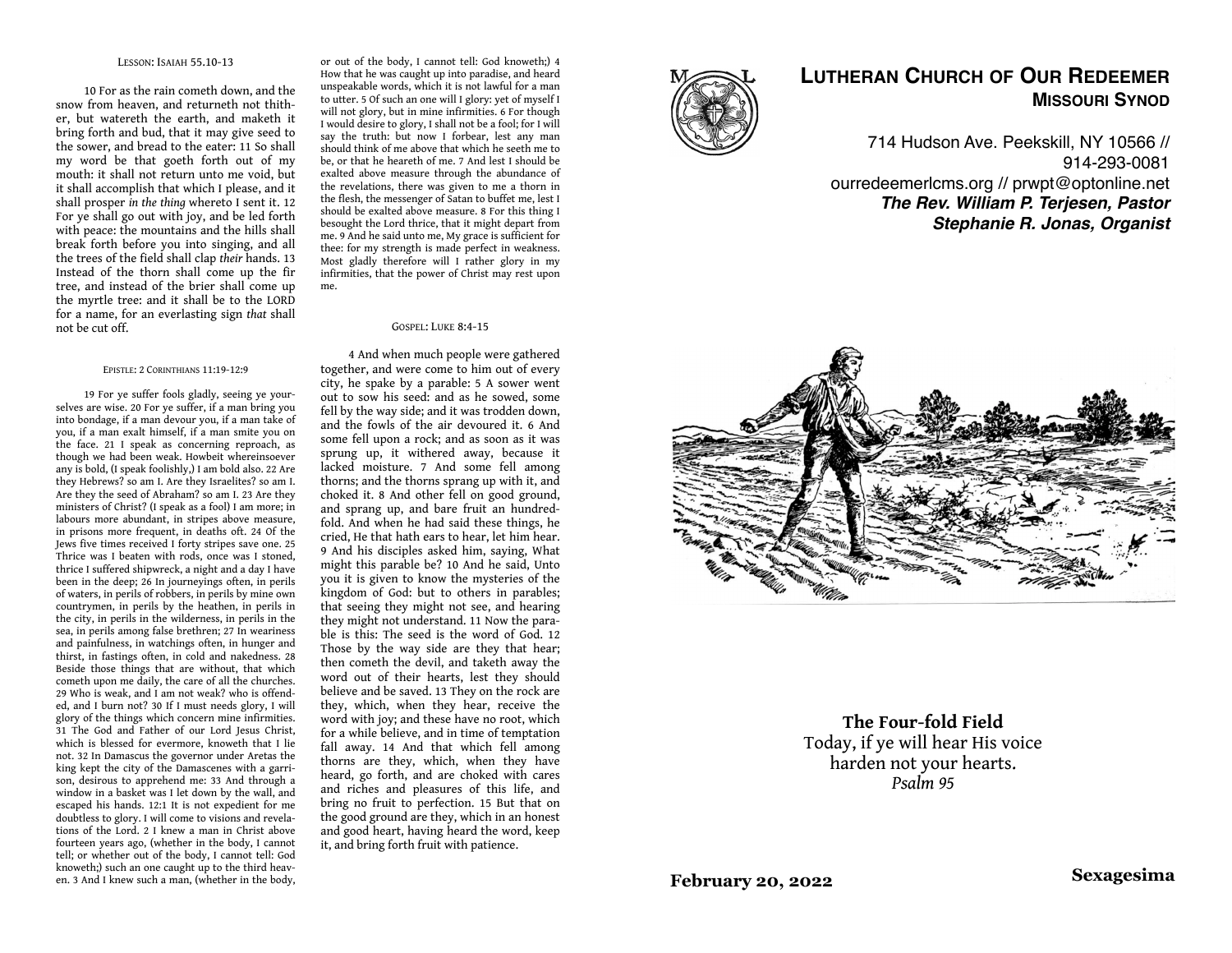### Lesson: Isaiah 55.10-13

10 For as the rain cometh down, and the snow from heaven, and returneth not thither, but watereth the earth, and maketh it bring forth and bud, that it may give seed to the sower, and bread to the eater: 11 So shall my word be that goeth forth out of my mouth: it shall not return unto me void, but it shall accomplish that which I please, and it shall prosper *in the thing* whereto I sent it. 12 For ye shall go out with joy, and be led forth with peace: the mountains and the hills shall break forth before you into singing, and all the trees of the field shall clap *their* hands. 13 Instead of the thorn shall come up the fir tree, and instead of the brier shall come up the myrtle tree: and it shall be to the LORD for a name, for an everlasting sign *that* shall not be cut off.

### Epistle: 2 Corinthians 11:19-12:9

19 For ye suffer fools gladly, seeing ye yourselves are wise. 20 For ye suffer, if a man bring you into bondage, if a man devour you, if a man take of you, if a man exalt himself, if a man smite you on the face. 21 I speak as concerning reproach, as though we had been weak. Howbeit whereinsoever any is bold, (I speak foolishly,) I am bold also. 22 Are they Hebrews? so am I. Are they Israelites? so am I. Are they the seed of Abraham? so am I. 23 Are they ministers of Christ? (I speak as a fool) I am more; in labours more abundant, in stripes above measure, in prisons more frequent, in deaths oft. 24 Of the Jews five times received I forty stripes save one. 25 Thrice was I beaten with rods, once was I stoned, thrice I suffered shipwreck, a night and a day I have been in the deep; 26 In journeyings often, in perils of waters, in perils of robbers, in perils by mine own countrymen, in perils by the heathen, in perils in the city, in perils in the wilderness, in perils in the sea, in perils among false brethren; 27 In weariness and painfulness, in watchings often, in hunger and thirst, in fastings often, in cold and nakedness. 28 Beside those things that are without, that which cometh upon me daily, the care of all the churches. 29 Who is weak, and I am not weak? who is offended, and I burn not? 30 If I must needs glory, I will glory of the things which concern mine infirmities. 31 The God and Father of our Lord Jesus Christ, which is blessed for evermore, knoweth that I lie not. 32 In Damascus the governor under Aretas the king kept the city of the Damascenes with a garrison, desirous to apprehend me: 33 And through a window in a basket was I let down by the wall, and escaped his hands. 12:1 It is not expedient for me doubtless to glory. I will come to visions and revelations of the Lord. 2 I knew a man in Christ above fourteen years ago, (whether in the body, I cannot tell; or whether out of the body, I cannot tell: God knoweth;) such an one caught up to the third heaven. 3 And I knew such a man, (whether in the body, or out of the body, I cannot tell: God knoweth;) 4 How that he was caught up into paradise, and heard unspeakable words, which it is not lawful for a man to utter. 5 Of such an one will I glory: yet of myself I will not glory, but in mine infirmities. 6 For though I would desire to glory, I shall not be a fool; for I will say the truth: but now I forbear, lest any man should think of me above that which he seeth me to be, or that he heareth of me. 7 And lest I should be exalted above measure through the abundance of the revelations, there was given to me a thorn in the flesh, the messenger of Satan to buffet me, lest I should be exalted above measure. 8 For this thing I besought the Lord thrice, that it might depart from me. 9 And he said unto me, My grace is sufficient for thee: for my strength is made perfect in weakness. Most gladly therefore will I rather glory in my infirmities, that the power of Christ may rest upon me.

### Gospel: Luke 8:4-15

4 And when much people were gathered together, and were come to him out of every city, he spake by a parable: 5 A sower went out to sow his seed: and as he sowed, some fell by the way side; and it was trodden down, and the fowls of the air devoured it. 6 And some fell upon a rock; and as soon as it was sprung up, it withered away, because it lacked moisture. 7 And some fell among thorns; and the thorns sprang up with it, and choked it. 8 And other fell on good ground, and sprang up, and bare fruit an hundredfold. And when he had said these things, he cried, He that hath ears to hear, let him hear. 9 And his disciples asked him, saying, What might this parable be? 10 And he said, Unto you it is given to know the mysteries of the kingdom of God: but to others in parables; that seeing they might not see, and hearing they might not understand. 11 Now the parable is this: The seed is the word of God. 12 Those by the way side are they that hear; then cometh the devil, and taketh away the word out of their hearts, lest they should believe and be saved. 13 They on the rock are they, which, when they hear, receive the word with joy; and these have no root, which for a while believe, and in time of temptation fall away. 14 And that which fell among thorns are they, which, when they have heard, go forth, and are choked with cares and riches and pleasures of this life, and bring no fruit to perfection. 15 But that on the good ground are they, which in an honest and good heart, having heard the word, keep it, and bring forth fruit with patience.

# Lutheran Church of Our Redeemer
## Missouri Synod

714 Hudson Ave. Peekskill, NY 10566 // 914-293-0081
ourredeemerlcms.org // prwpt@optonline.net
***The Rev. William P. Terjesen, Pastor***
***Stephanie R. Jonas, Organist***

**The Four-fold Field**
Today, if ye will hear His voice harden not your hearts.
*Psalm 95*

**February 20, 2022** **Sexagesima**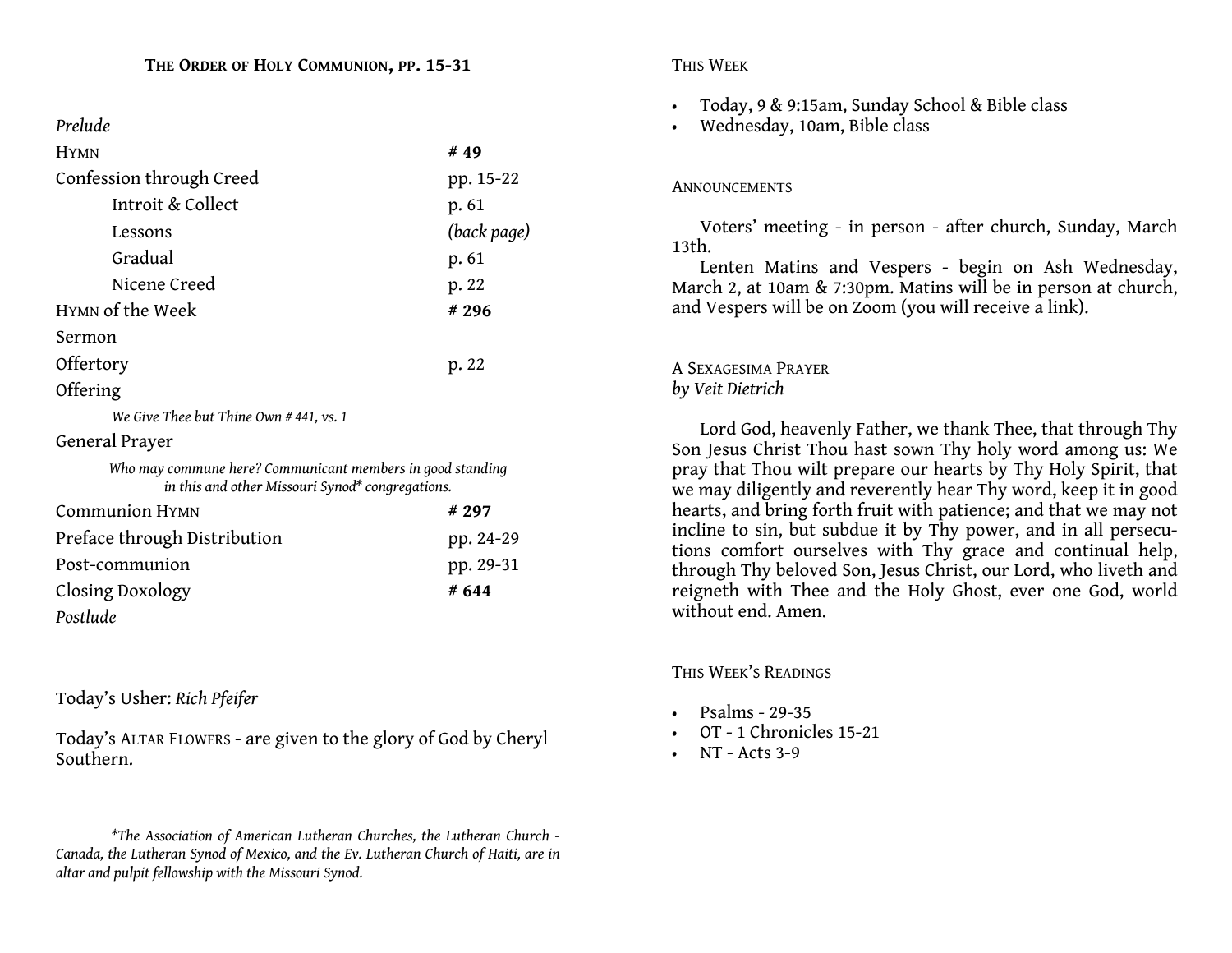## THE ORDER OF HOLY COMMUNION, PP. 15-31

| | |
|---|---|
| *Prelude* | |
| HYMN | **# 49** |
| Confession through Creed | pp. 15-22 |
| Introit & Collect | p. 61 |
| Lessons | *(back page)* |
| Gradual | p. 61 |
| Nicene Creed | p. 22 |
| HYMN of the Week | **# 296** |
| Sermon | |
| Offertory | p. 22 |
| Offering | |
| *We Give Thee but Thine Own # 441, vs. 1* | |
| General Prayer | |
| *Who may commune here? Communicant members in good standing in this and other Missouri Synod\* congregations.* | |
| Communion HYMN | **# 297** |
| Preface through Distribution | pp. 24-29 |
| Post-communion | pp. 29-31 |
| Closing Doxology | **# 644** |
| *Postlude* | |

Today's Usher: *Rich Pfeifer*

Today's ALTAR FLOWERS - are given to the glory of God by Cheryl Southern.

*\*The Association of American Lutheran Churches, the Lutheran Church - Canada, the Lutheran Synod of Mexico, and the Ev. Lutheran Church of Haiti, are in altar and pulpit fellowship with the Missouri Synod.*

### THIS WEEK

- Today, 9 & 9:15am, Sunday School & Bible class
- Wednesday, 10am, Bible class

### ANNOUNCEMENTS

Voters' meeting - in person - after church, Sunday, March 13th.

Lenten Matins and Vespers - begin on Ash Wednesday, March 2, at 10am & 7:30pm. Matins will be in person at church, and Vespers will be on Zoom (you will receive a link).

### A SEXAGESIMA PRAYER
*by Veit Dietrich*

Lord God, heavenly Father, we thank Thee, that through Thy Son Jesus Christ Thou hast sown Thy holy word among us: We pray that Thou wilt prepare our hearts by Thy Holy Spirit, that we may diligently and reverently hear Thy word, keep it in good hearts, and bring forth fruit with patience; and that we may not incline to sin, but subdue it by Thy power, and in all persecutions comfort ourselves with Thy grace and continual help, through Thy beloved Son, Jesus Christ, our Lord, who liveth and reigneth with Thee and the Holy Ghost, ever one God, world without end. Amen.

### THIS WEEK'S READINGS

- Psalms - 29-35
- OT - 1 Chronicles 15-21
- NT - Acts 3-9